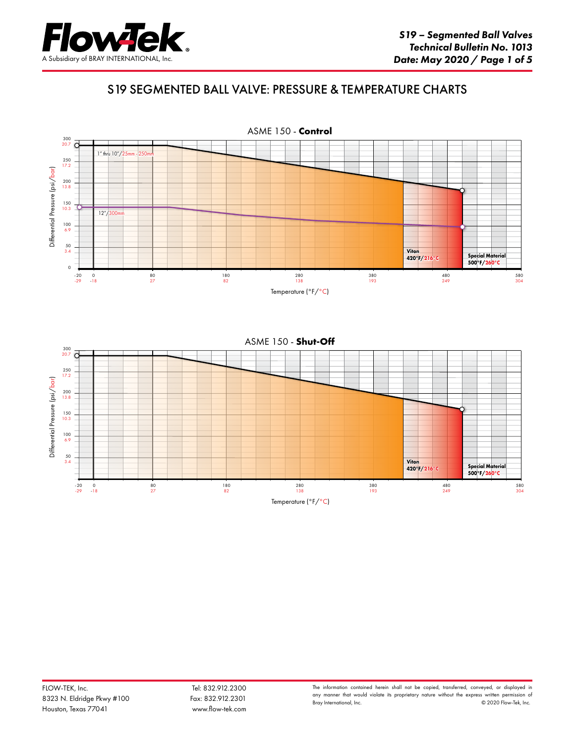# S19 SEGMENTED BALL VALVE: PRESSURE & TEMPERATURE CHARTS

ASME 150 - **Control**

Differential Pressure (psi/bar)

300 / 20.7, 250 / 17.2, 200 / 13.8, 150 / 10.3, 100 / 6.9, 50 / 3.4, 0

1" thru 10"/25mm - 250mm

12"/300mm

**Viton** **420°F/216°C**

**Special Material** **500°F/260°C**

-20 / -29, 0 / -18, 80 / 27, 180 / 82, 280 / 138, 380 / 193, 480 / 249, 580 / 304

Temperature (°F/°C)

ASME 150 - **Shut-Off**

Differential Pressure (psi/bar)

300 / 20.7, 250 / 17.2, 200 / 13.8, 150 / 10.3, 100 / 6.9, 50 / 3.4

**Viton** **420°F/216°C**

**Special Material** **500°F/260°C**

-20 / -29, 0 / -18, 80 / 27, 180 / 82, 280 / 138, 380 / 193, 480 / 249, 580 / 304

Temperature (°F/°C)

FLOW-TEK, Inc.
8323 N. Eldridge Pkwy #100
Houston, Texas 77041

Tel: 832.912.2300
Fax: 832.912.2301
www.flow-tek.com

The information contained herein shall not be copied, transferred, conveyed, or displayed in any manner that would violate its proprietary nature without the express written permission of Bray International, Inc. © 2020 Flow-Tek, Inc.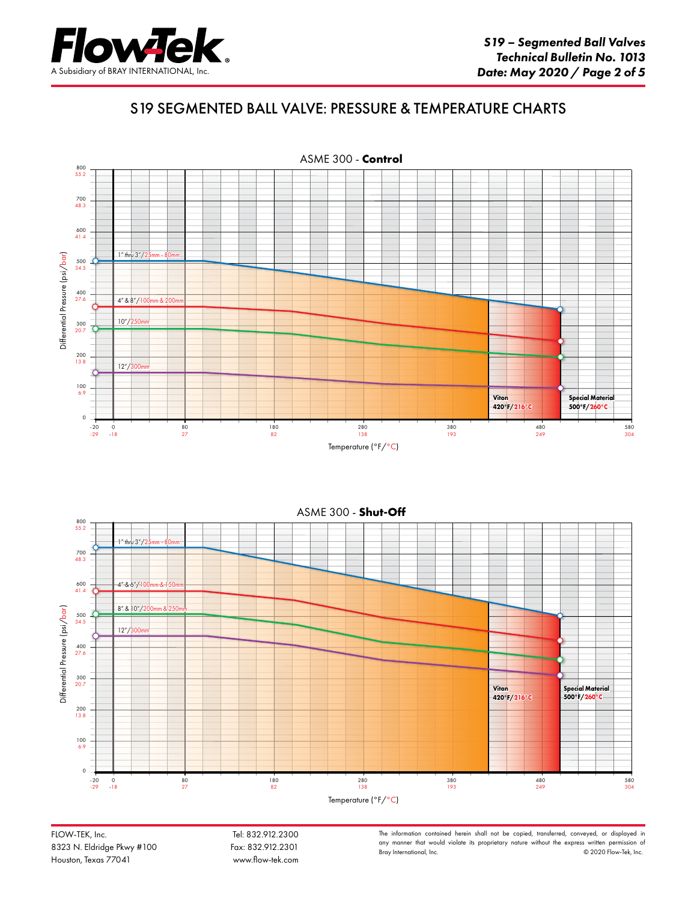# S19 SEGMENTED BALL VALVE: PRESSURE & TEMPERATURE CHARTS

## ASME 300 - **Control**

Differential Pressure (psi/bar)

800 / 55.2
700 / 48.3
600 / 41.4
500 / 34.5
400 / 27.6
300 / 20.7
200 / 13.8
100 / 6.9
0

1" thru 3"/25mm - 80mm

4" & 8"/100mm & 200mm

10"/250mm

12"/300mm

**Viton** **420°F/216°C**

**Special Material** **500°F/260°C**

-20 / -29, 0 / -18, 80 / 27, 180 / 82, 280 / 138, 380 / 193, 480 / 249, 580 / 304

Temperature (°F/°C)

## ASME 300 - **Shut-Off**

Differential Pressure (psi/bar)

800 / 55.2
700 / 48.3
600 / 41.4
500 / 34.5
400 / 27.6
300 / 20.7
200 / 13.8
100 / 6.9
0

1" thru 3"/25mm - 80mm

4" & 6"/100mm & 150mm

8" & 10"/200mm & 250mm

12"/300mm

**Viton** **420°F/216°C**

**Special Material** **500°F/260°C**

-20 / -29, 0 / -18, 80 / 27, 180 / 82, 280 / 138, 380 / 193, 480 / 249, 580 / 304

Temperature (°F/°C)

FLOW-TEK, Inc.
8323 N. Eldridge Pkwy #100
Houston, Texas 77041

Tel: 832.912.2300
Fax: 832.912.2301
www.flow-tek.com

The information contained herein shall not be copied, transferred, conveyed, or displayed in any manner that would violate its proprietary nature without the express written permission of Bray International, Inc. © 2020 Flow-Tek, Inc.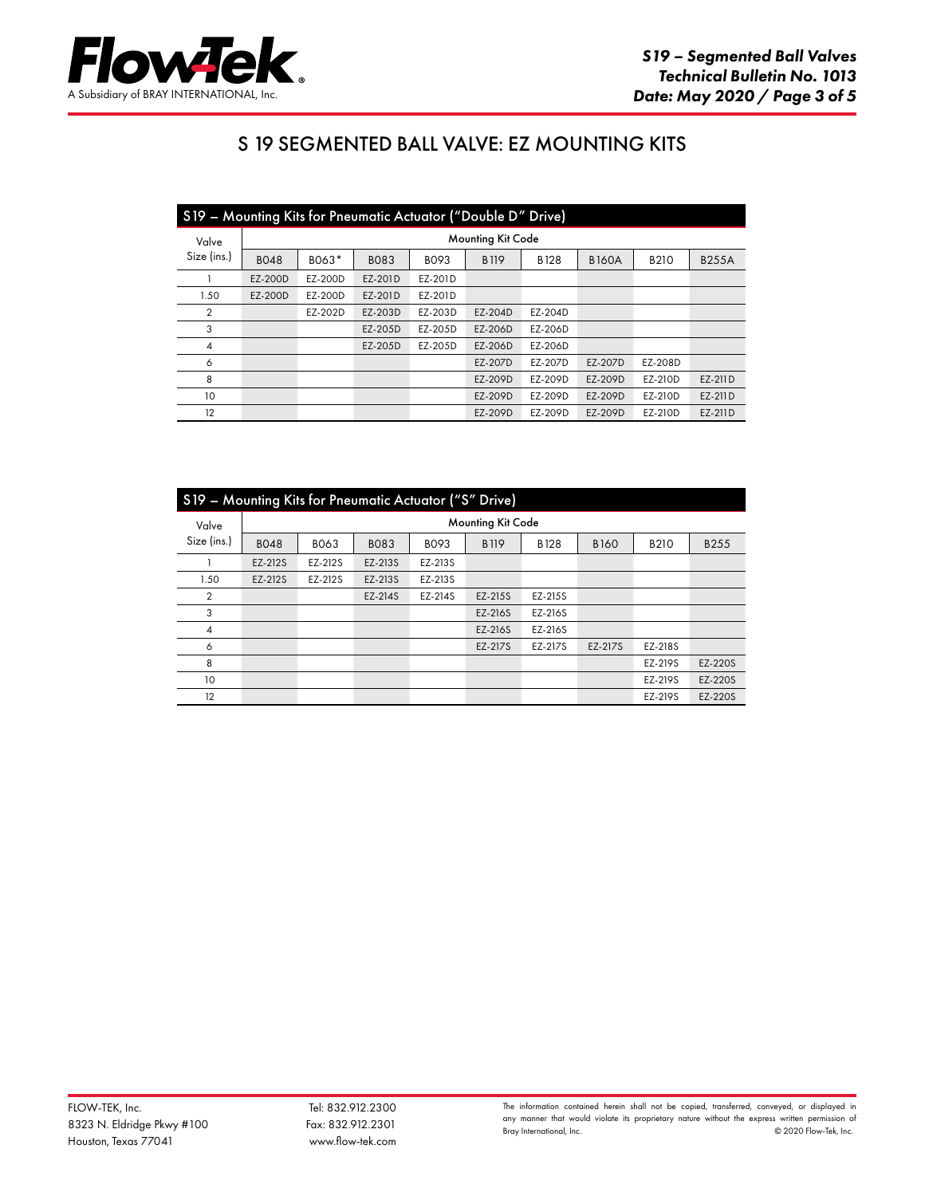# S 19 SEGMENTED BALL VALVE: EZ MOUNTING KITS

## S19 – Mounting Kits for Pneumatic Actuator ("Double D" Drive)

| Valve Size (ins.) | Mounting Kit Code | | | | | | | | |
|---|---|---|---|---|---|---|---|---|---|
| | B048 | B063* | B083 | B093 | B119 | B128 | B160A | B210 | B255A |
| 1 | EZ-200D | EZ-200D | EZ-201D | EZ-201D | | | | | |
| 1.50 | EZ-200D | EZ-200D | EZ-201D | EZ-201D | | | | | |
| 2 | | EZ-202D | EZ-203D | EZ-203D | EZ-204D | EZ-204D | | | |
| 3 | | | EZ-205D | EZ-205D | EZ-206D | EZ-206D | | | |
| 4 | | | EZ-205D | EZ-205D | EZ-206D | EZ-206D | | | |
| 6 | | | | | EZ-207D | EZ-207D | EZ-207D | EZ-208D | |
| 8 | | | | | EZ-209D | EZ-209D | EZ-209D | EZ-210D | EZ-211D |
| 10 | | | | | EZ-209D | EZ-209D | EZ-209D | EZ-210D | EZ-211D |
| 12 | | | | | EZ-209D | EZ-209D | EZ-209D | EZ-210D | EZ-211D |

## S19 – Mounting Kits for Pneumatic Actuator ("S" Drive)

| Valve Size (ins.) | Mounting Kit Code | | | | | | | | |
|---|---|---|---|---|---|---|---|---|---|
| | B048 | B063 | B083 | B093 | B119 | B128 | B160 | B210 | B255 |
| 1 | EZ-212S | EZ-212S | EZ-213S | EZ-213S | | | | | |
| 1.50 | EZ-212S | EZ-212S | EZ-213S | EZ-213S | | | | | |
| 2 | | | EZ-214S | EZ-214S | EZ-215S | EZ-215S | | | |
| 3 | | | | | EZ-216S | EZ-216S | | | |
| 4 | | | | | EZ-216S | EZ-216S | | | |
| 6 | | | | | EZ-217S | EZ-217S | EZ-217S | EZ-218S | |
| 8 | | | | | | | | EZ-219S | EZ-220S |
| 10 | | | | | | | | EZ-219S | EZ-220S |
| 12 | | | | | | | | EZ-219S | EZ-220S |

FLOW-TEK, Inc.
8323 N. Eldridge Pkwy #100
Houston, Texas 77041

Tel: 832.912.2300
Fax: 832.912.2301
www.flow-tek.com

The information contained herein shall not be copied, transferred, conveyed, or displayed in any manner that would violate its proprietary nature without the express written permission of Bray International, Inc. © 2020 Flow-Tek, Inc.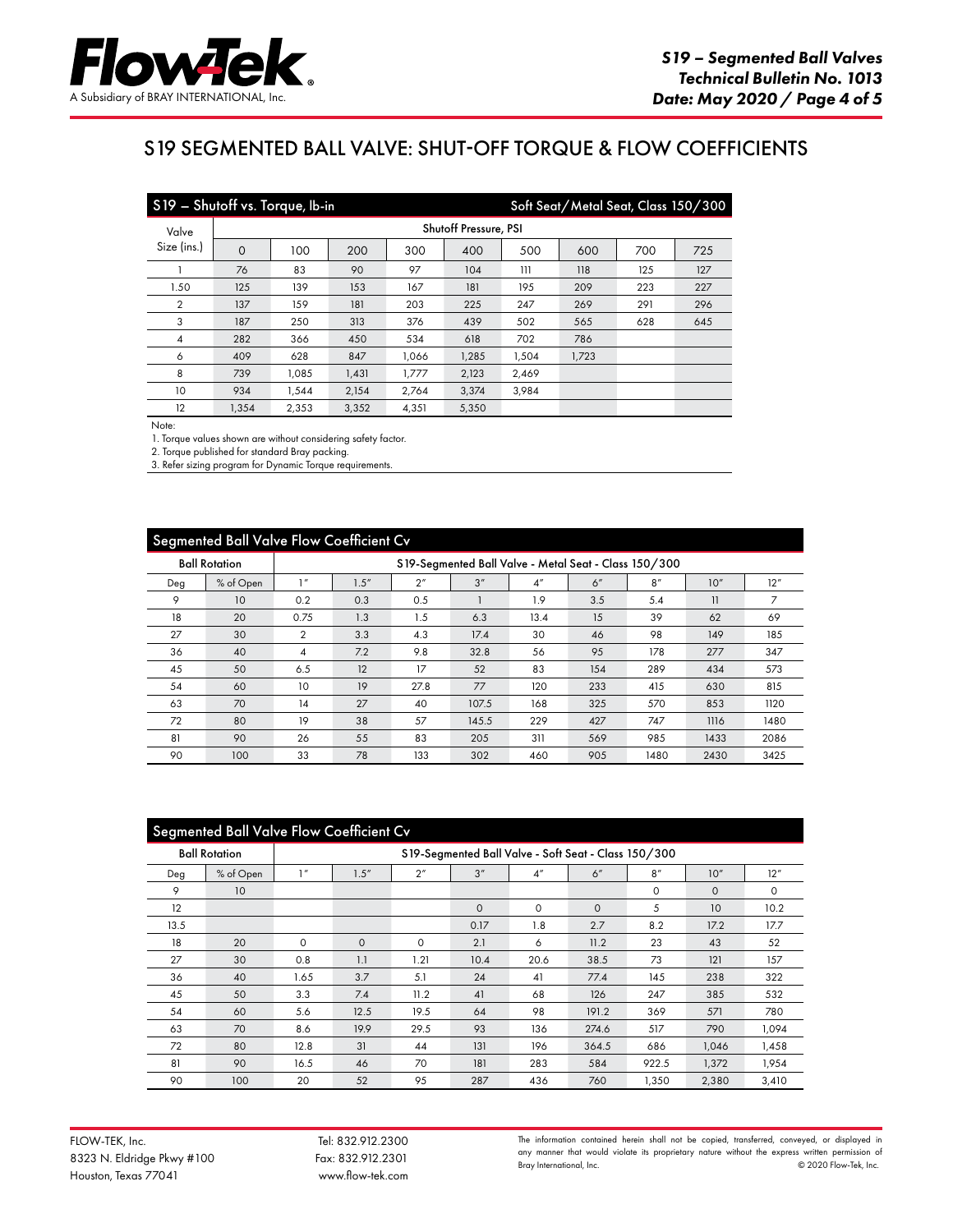# S19 SEGMENTED BALL VALVE: SHUT-OFF TORQUE & FLOW COEFFICIENTS

| S19 – Shutoff vs. Torque, lb-in | | | | | | Soft Seat/Metal Seat, Class 150/300 | | | |
|---|---|---|---|---|---|---|---|---|---|
| Valve Size (ins.) | Shutoff Pressure, PSI | | | | | | | | |
| | 0 | 100 | 200 | 300 | 400 | 500 | 600 | 700 | 725 |
| 1 | 76 | 83 | 90 | 97 | 104 | 111 | 118 | 125 | 127 |
| 1.50 | 125 | 139 | 153 | 167 | 181 | 195 | 209 | 223 | 227 |
| 2 | 137 | 159 | 181 | 203 | 225 | 247 | 269 | 291 | 296 |
| 3 | 187 | 250 | 313 | 376 | 439 | 502 | 565 | 628 | 645 |
| 4 | 282 | 366 | 450 | 534 | 618 | 702 | 786 | | |
| 6 | 409 | 628 | 847 | 1,066 | 1,285 | 1,504 | 1,723 | | |
| 8 | 739 | 1,085 | 1,431 | 1,777 | 2,123 | 2,469 | | | |
| 10 | 934 | 1,544 | 2,154 | 2,764 | 3,374 | 3,984 | | | |
| 12 | 1,354 | 2,353 | 3,352 | 4,351 | 5,350 | | | | |

Note:

1. Torque values shown are without considering safety factor.
2. Torque published for standard Bray packing.
3. Refer sizing program for Dynamic Torque requirements.

| Segmented Ball Valve Flow Coefficient Cv | | | | | | | | | | |
|---|---|---|---|---|---|---|---|---|---|---|
| Ball Rotation | | S19-Segmented Ball Valve - Metal Seat - Class 150/300 | | | | | | | | |
| Deg | % of Open | 1" | 1.5" | 2" | 3" | 4" | 6" | 8" | 10" | 12" |
| 9 | 10 | 0.2 | 0.3 | 0.5 | 1 | 1.9 | 3.5 | 5.4 | 11 | 7 |
| 18 | 20 | 0.75 | 1.3 | 1.5 | 6.3 | 13.4 | 15 | 39 | 62 | 69 |
| 27 | 30 | 2 | 3.3 | 4.3 | 17.4 | 30 | 46 | 98 | 149 | 185 |
| 36 | 40 | 4 | 7.2 | 9.8 | 32.8 | 56 | 95 | 178 | 277 | 347 |
| 45 | 50 | 6.5 | 12 | 17 | 52 | 83 | 154 | 289 | 434 | 573 |
| 54 | 60 | 10 | 19 | 27.8 | 77 | 120 | 233 | 415 | 630 | 815 |
| 63 | 70 | 14 | 27 | 40 | 107.5 | 168 | 325 | 570 | 853 | 1120 |
| 72 | 80 | 19 | 38 | 57 | 145.5 | 229 | 427 | 747 | 1116 | 1480 |
| 81 | 90 | 26 | 55 | 83 | 205 | 311 | 569 | 985 | 1433 | 2086 |
| 90 | 100 | 33 | 78 | 133 | 302 | 460 | 905 | 1480 | 2430 | 3425 |

| Segmented Ball Valve Flow Coefficient Cv | | | | | | | | | | |
|---|---|---|---|---|---|---|---|---|---|---|
| Ball Rotation | | S19-Segmented Ball Valve - Soft Seat - Class 150/300 | | | | | | | | |
| Deg | % of Open | 1" | 1.5" | 2" | 3" | 4" | 6" | 8" | 10" | 12" |
| 9 | 10 | | | | | | | 0 | 0 | 0 |
| 12 | | | | | 0 | 0 | 0 | 5 | 10 | 10.2 |
| 13.5 | | | | | 0.17 | 1.8 | 2.7 | 8.2 | 17.2 | 17.7 |
| 18 | 20 | 0 | 0 | 0 | 2.1 | 6 | 11.2 | 23 | 43 | 52 |
| 27 | 30 | 0.8 | 1.1 | 1.21 | 10.4 | 20.6 | 38.5 | 73 | 121 | 157 |
| 36 | 40 | 1.65 | 3.7 | 5.1 | 24 | 41 | 77.4 | 145 | 238 | 322 |
| 45 | 50 | 3.3 | 7.4 | 11.2 | 41 | 68 | 126 | 247 | 385 | 532 |
| 54 | 60 | 5.6 | 12.5 | 19.5 | 64 | 98 | 191.2 | 369 | 571 | 780 |
| 63 | 70 | 8.6 | 19.9 | 29.5 | 93 | 136 | 274.6 | 517 | 790 | 1,094 |
| 72 | 80 | 12.8 | 31 | 44 | 131 | 196 | 364.5 | 686 | 1,046 | 1,458 |
| 81 | 90 | 16.5 | 46 | 70 | 181 | 283 | 584 | 922.5 | 1,372 | 1,954 |
| 90 | 100 | 20 | 52 | 95 | 287 | 436 | 760 | 1,350 | 2,380 | 3,410 |

FLOW-TEK, Inc.
8323 N. Eldridge Pkwy #100
Houston, Texas 77041

Tel: 832.912.2300
Fax: 832.912.2301
www.flow-tek.com

The information contained herein shall not be copied, transferred, conveyed, or displayed in any manner that would violate its proprietary nature without the express written permission of Bray International, Inc. © 2020 Flow-Tek, Inc.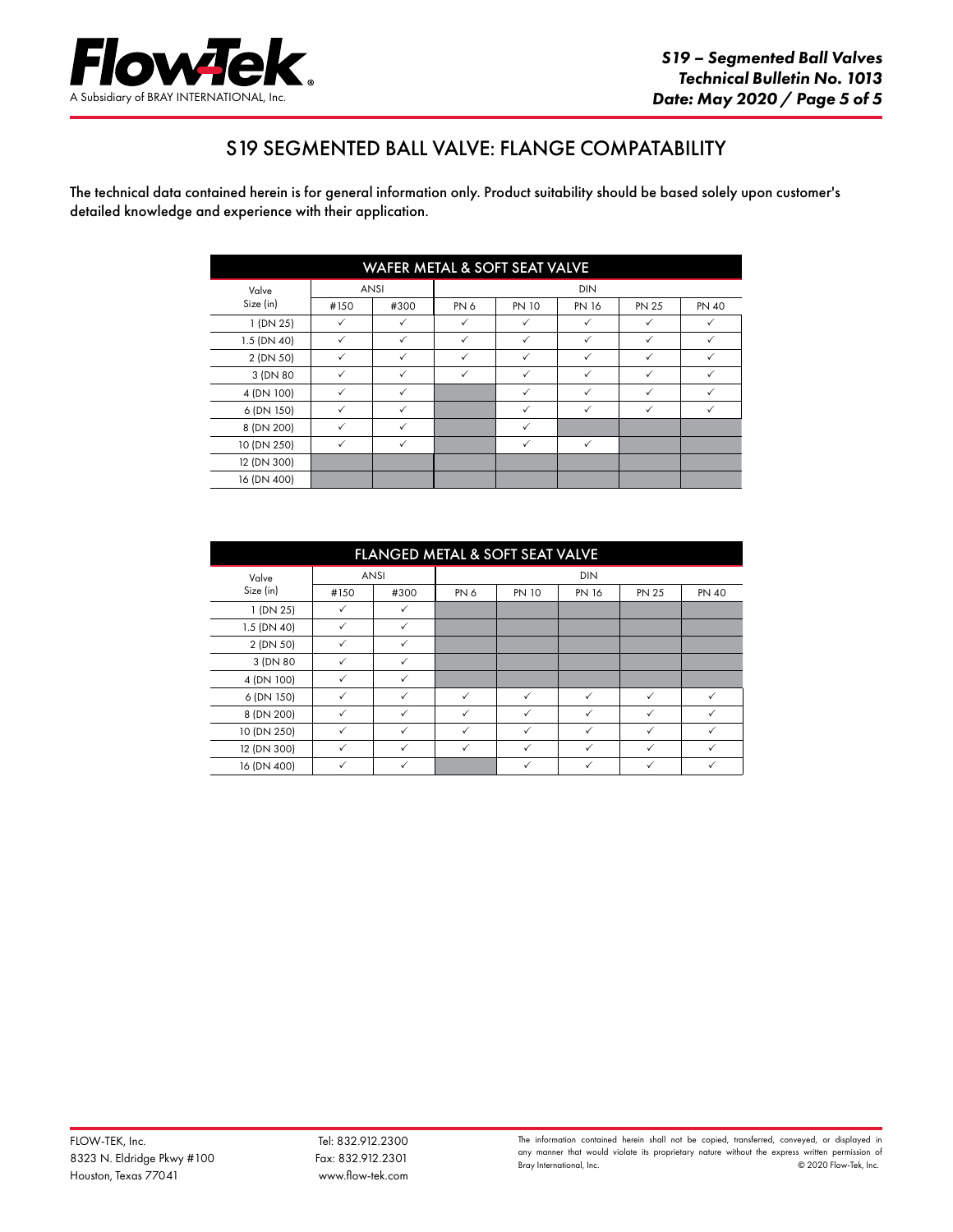# S19 SEGMENTED BALL VALVE: FLANGE COMPATABILITY

The technical data contained herein is for general information only. Product suitability should be based solely upon customer's detailed knowledge and experience with their application.

**WAFER METAL & SOFT SEAT VALVE**

| Valve Size (in) | ANSI | | DIN | | | | |
|---|---|---|---|---|---|---|---|
| | #150 | #300 | PN 6 | PN 10 | PN 16 | PN 25 | PN 40 |
| 1 (DN 25) | ✓ | ✓ | ✓ | ✓ | ✓ | ✓ | ✓ |
| 1.5 (DN 40) | ✓ | ✓ | ✓ | ✓ | ✓ | ✓ | ✓ |
| 2 (DN 50) | ✓ | ✓ | ✓ | ✓ | ✓ | ✓ | ✓ |
| 3 (DN 80 | ✓ | ✓ | ✓ | ✓ | ✓ | ✓ | ✓ |
| 4 (DN 100) | ✓ | ✓ | | ✓ | ✓ | ✓ | ✓ |
| 6 (DN 150) | ✓ | ✓ | | ✓ | ✓ | ✓ | ✓ |
| 8 (DN 200) | ✓ | ✓ | | ✓ | | | |
| 10 (DN 250) | ✓ | ✓ | | ✓ | ✓ | | |
| 12 (DN 300) | | | | | | | |
| 16 (DN 400) | | | | | | | |

**FLANGED METAL & SOFT SEAT VALVE**

| Valve Size (in) | ANSI | | DIN | | | | |
|---|---|---|---|---|---|---|---|
| | #150 | #300 | PN 6 | PN 10 | PN 16 | PN 25 | PN 40 |
| 1 (DN 25) | ✓ | ✓ | | | | | |
| 1.5 (DN 40) | ✓ | ✓ | | | | | |
| 2 (DN 50) | ✓ | ✓ | | | | | |
| 3 (DN 80 | ✓ | ✓ | | | | | |
| 4 (DN 100) | ✓ | ✓ | | | | | |
| 6 (DN 150) | ✓ | ✓ | ✓ | ✓ | ✓ | ✓ | ✓ |
| 8 (DN 200) | ✓ | ✓ | ✓ | ✓ | ✓ | ✓ | ✓ |
| 10 (DN 250) | ✓ | ✓ | ✓ | ✓ | ✓ | ✓ | ✓ |
| 12 (DN 300) | ✓ | ✓ | ✓ | ✓ | ✓ | ✓ | ✓ |
| 16 (DN 400) | ✓ | ✓ | | ✓ | ✓ | ✓ | ✓ |